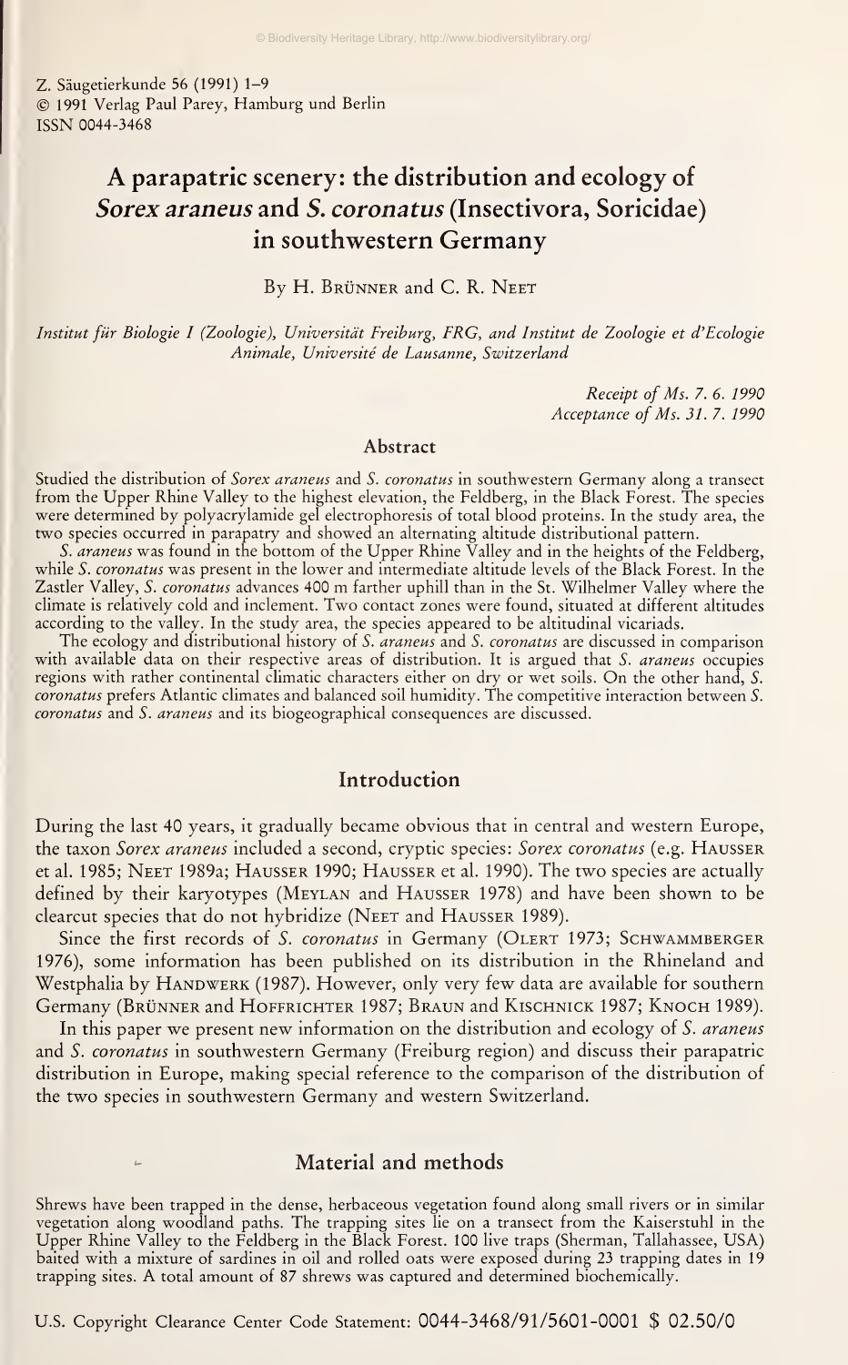Z. Säugetierkunde 56 (1991) 1–9
© 1991 Verlag Paul Parey, Hamburg und Berlin
ISSN 0044-3468

# A parapatric scenery: the distribution and ecology of *Sorex araneus* and *S. coronatus* (Insectivora, Soricidae) in southwestern Germany

By H. Brünner and C. R. Neet

*Institut für Biologie I (Zoologie), Universität Freiburg, FRG, and Institut de Zoologie et d'Ecologie Animale, Université de Lausanne, Switzerland*

*Receipt of Ms. 7. 6. 1990*
*Acceptance of Ms. 31. 7. 1990*

## Abstract

Studied the distribution of *Sorex araneus* and *S. coronatus* in southwestern Germany along a transect from the Upper Rhine Valley to the highest elevation, the Feldberg, in the Black Forest. The species were determined by polyacrylamide gel electrophoresis of total blood proteins. In the study area, the two species occurred in parapatry and showed an alternating altitude distributional pattern.

*S. araneus* was found in the bottom of the Upper Rhine Valley and in the heights of the Feldberg, while *S. coronatus* was present in the lower and intermediate altitude levels of the Black Forest. In the Zastler Valley, *S. coronatus* advances 400 m farther uphill than in the St. Wilhelmer Valley where the climate is relatively cold and inclement. Two contact zones were found, situated at different altitudes according to the valley. In the study area, the species appeared to be altitudinal vicariads.

The ecology and distributional history of *S. araneus* and *S. coronatus* are discussed in comparison with available data on their respective areas of distribution. It is argued that *S. araneus* occupies regions with rather continental climatic characters either on dry or wet soils. On the other hand, *S. coronatus* prefers Atlantic climates and balanced soil humidity. The competitive interaction between *S. coronatus* and *S. araneus* and its biogeographical consequences are discussed.

## Introduction

During the last 40 years, it gradually became obvious that in central and western Europe, the taxon *Sorex araneus* included a second, cryptic species: *Sorex coronatus* (e.g. Hausser et al. 1985; Neet 1989a; Hausser 1990; Hausser et al. 1990). The two species are actually defined by their karyotypes (Meylan and Hausser 1978) and have been shown to be clearcut species that do not hybridize (Neet and Hausser 1989).

Since the first records of *S. coronatus* in Germany (Olert 1973; Schwammberger 1976), some information has been published on its distribution in the Rhineland and Westphalia by Handwerk (1987). However, only very few data are available for southern Germany (Brünner and Hoffrichter 1987; Braun and Kischnick 1987; Knoch 1989).

In this paper we present new information on the distribution and ecology of *S. araneus* and *S. coronatus* in southwestern Germany (Freiburg region) and discuss their parapatric distribution in Europe, making special reference to the comparison of the distribution of the two species in southwestern Germany and western Switzerland.

## Material and methods

Shrews have been trapped in the dense, herbaceous vegetation found along small rivers or in similar vegetation along woodland paths. The trapping sites lie on a transect from the Kaiserstuhl in the Upper Rhine Valley to the Feldberg in the Black Forest. 100 live traps (Sherman, Tallahassee, USA) baited with a mixture of sardines in oil and rolled oats were exposed during 23 trapping dates in 19 trapping sites. A total amount of 87 shrews was captured and determined biochemically.

U.S. Copyright Clearance Center Code Statement: 0044-3468/91/5601-0001 $ 02.50/0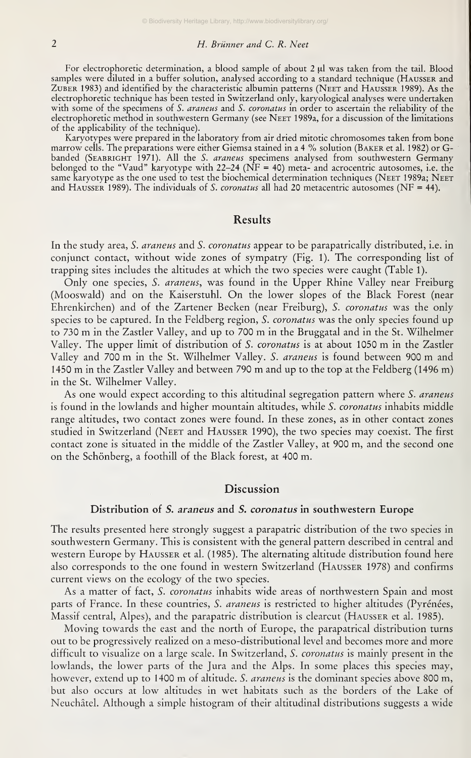For electrophoretic determination, a blood sample of about 2 µl was taken from the tail. Blood samples were diluted in a buffer solution, analysed according to a standard technique (Hausser and Zuber 1983) and identified by the characteristic albumin patterns (Neet and Hausser 1989). As the electrophoretic technique has been tested in Switzerland only, karyological analyses were undertaken with some of the specimens of *S. araneus* and *S. coronatus* in order to ascertain the reliability of the electrophoretic method in southwestern Germany (see Neet 1989a, for a discussion of the limitations of the applicability of the technique).

Karyotypes were prepared in the laboratory from air dried mitotic chromosomes taken from bone marrow cells. The preparations were either Giemsa stained in a 4 % solution (Baker et al. 1982) or G-banded (Seabright 1971). All the *S. araneus* specimens analysed from southwestern Germany belonged to the "Vaud" karyotype with 22–24 (NF = 40) meta- and acrocentric autosomes, i.e. the same karyotype as the one used to test the biochemical determination techniques (Neet 1989a; Neet and Hausser 1989). The individuals of *S. coronatus* all had 20 metacentric autosomes (NF = 44).

## Results

In the study area, *S. araneus* and *S. coronatus* appear to be parapatrically distributed, i.e. in conjunct contact, without wide zones of sympatry (Fig. 1). The corresponding list of trapping sites includes the altitudes at which the two species were caught (Table 1).

Only one species, *S. araneus*, was found in the Upper Rhine Valley near Freiburg (Mooswald) and on the Kaiserstuhl. On the lower slopes of the Black Forest (near Ehrenkirchen) and of the Zartener Becken (near Freiburg), *S. coronatus* was the only species to be captured. In the Feldberg region, *S. coronatus* was the only species found up to 730 m in the Zastler Valley, and up to 700 m in the Bruggatal and in the St. Wilhelmer Valley. The upper limit of distribution of *S. coronatus* is at about 1050 m in the Zastler Valley and 700 m in the St. Wilhelmer Valley. *S. araneus* is found between 900 m and 1450 m in the Zastler Valley and between 790 m and up to the top at the Feldberg (1496 m) in the St. Wilhelmer Valley.

As one would expect according to this altitudinal segregation pattern where *S. araneus* is found in the lowlands and higher mountain altitudes, while *S. coronatus* inhabits middle range altitudes, two contact zones were found. In these zones, as in other contact zones studied in Switzerland (Neet and Hausser 1990), the two species may coexist. The first contact zone is situated in the middle of the Zastler Valley, at 900 m, and the second one on the Schönberg, a foothill of the Black forest, at 400 m.

## Discussion

### Distribution of *S. araneus* and *S. coronatus* in southwestern Europe

The results presented here strongly suggest a parapatric distribution of the two species in southwestern Germany. This is consistent with the general pattern described in central and western Europe by Hausser et al. (1985). The alternating altitude distribution found here also corresponds to the one found in western Switzerland (Hausser 1978) and confirms current views on the ecology of the two species.

As a matter of fact, *S. coronatus* inhabits wide areas of northwestern Spain and most parts of France. In these countries, *S. araneus* is restricted to higher altitudes (Pyrénées, Massif central, Alpes), and the parapatric distribution is clearcut (Hausser et al. 1985).

Moving towards the east and the north of Europe, the parapatrical distribution turns out to be progressively realized on a meso-distributional level and becomes more and more difficult to visualize on a large scale. In Switzerland, *S. coronatus* is mainly present in the lowlands, the lower parts of the Jura and the Alps. In some places this species may, however, extend up to 1400 m of altitude. *S. araneus* is the dominant species above 800 m, but also occurs at low altitudes in wet habitats such as the borders of the Lake of Neuchâtel. Although a simple histogram of their altitudinal distributions suggests a wide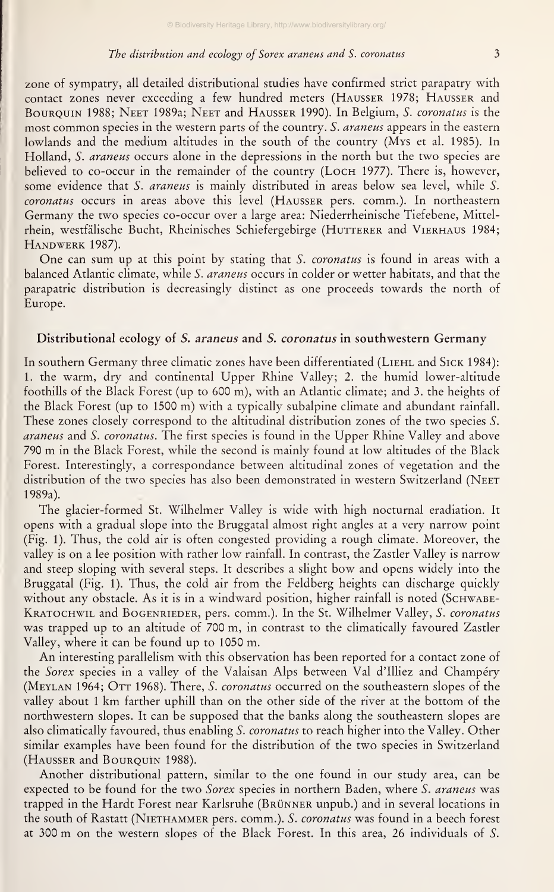zone of sympatry, all detailed distributional studies have confirmed strict parapatry with contact zones never exceeding a few hundred meters (HAUSSER 1978; HAUSSER and BOURQUIN 1988; NEET 1989a; NEET and HAUSSER 1990). In Belgium, *S. coronatus* is the most common species in the western parts of the country. *S. araneus* appears in the eastern lowlands and the medium altitudes in the south of the country (MYS et al. 1985). In Holland, *S. araneus* occurs alone in the depressions in the north but the two species are believed to co-occur in the remainder of the country (LOCH 1977). There is, however, some evidence that *S. araneus* is mainly distributed in areas below sea level, while *S. coronatus* occurs in areas above this level (HAUSSER pers. comm.). In northeastern Germany the two species co-occur over a large area: Niederrheinische Tiefebene, Mittelrhein, westfälische Bucht, Rheinisches Schiefergebirge (HUTTERER and VIERHAUS 1984; HANDWERK 1987).

One can sum up at this point by stating that *S. coronatus* is found in areas with a balanced Atlantic climate, while *S. araneus* occurs in colder or wetter habitats, and that the parapatric distribution is decreasingly distinct as one proceeds towards the north of Europe.

## Distributional ecology of *S. araneus* and *S. coronatus* in southwestern Germany

In southern Germany three climatic zones have been differentiated (LIEHL and SICK 1984): 1. the warm, dry and continental Upper Rhine Valley; 2. the humid lower-altitude foothills of the Black Forest (up to 600 m), with an Atlantic climate; and 3. the heights of the Black Forest (up to 1500 m) with a typically subalpine climate and abundant rainfall. These zones closely correspond to the altitudinal distribution zones of the two species *S. araneus* and *S. coronatus*. The first species is found in the Upper Rhine Valley and above 790 m in the Black Forest, while the second is mainly found at low altitudes of the Black Forest. Interestingly, a correspondance between altitudinal zones of vegetation and the distribution of the two species has also been demonstrated in western Switzerland (NEET 1989a).

The glacier-formed St. Wilhelmer Valley is wide with high nocturnal eradiation. It opens with a gradual slope into the Bruggatal almost right angles at a very narrow point (Fig. 1). Thus, the cold air is often congested providing a rough climate. Moreover, the valley is on a lee position with rather low rainfall. In contrast, the Zastler Valley is narrow and steep sloping with several steps. It describes a slight bow and opens widely into the Bruggatal (Fig. 1). Thus, the cold air from the Feldberg heights can discharge quickly without any obstacle. As it is in a windward position, higher rainfall is noted (SCHWABE-KRATOCHWIL and BOGENRIEDER, pers. comm.). In the St. Wilhelmer Valley, *S. coronatus* was trapped up to an altitude of 700 m, in contrast to the climatically favoured Zastler Valley, where it can be found up to 1050 m.

An interesting parallelism with this observation has been reported for a contact zone of the *Sorex* species in a valley of the Valaisan Alps between Val d'Illiez and Champéry (MEYLAN 1964; OTT 1968). There, *S. coronatus* occurred on the southeastern slopes of the valley about 1 km farther uphill than on the other side of the river at the bottom of the northwestern slopes. It can be supposed that the banks along the southeastern slopes are also climatically favoured, thus enabling *S. coronatus* to reach higher into the Valley. Other similar examples have been found for the distribution of the two species in Switzerland (HAUSSER and BOURQUIN 1988).

Another distributional pattern, similar to the one found in our study area, can be expected to be found for the two *Sorex* species in northern Baden, where *S. araneus* was trapped in the Hardt Forest near Karlsruhe (BRÜNNER unpub.) and in several locations in the south of Rastatt (NIETHAMMER pers. comm.). *S. coronatus* was found in a beech forest at 300 m on the western slopes of the Black Forest. In this area, 26 individuals of *S.*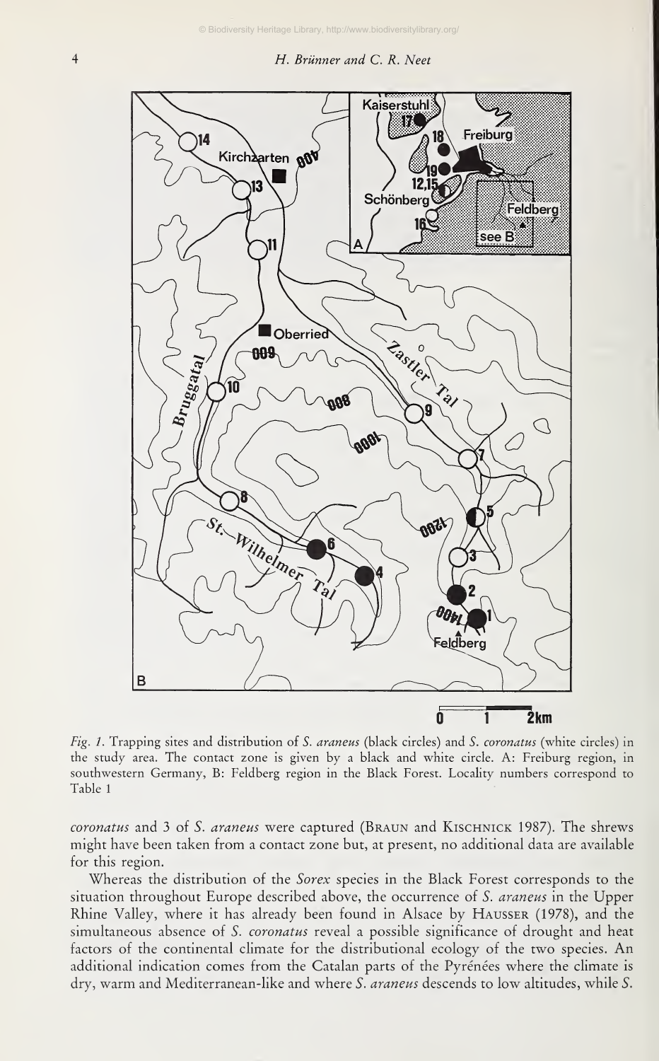*Fig. 1.* Trapping sites and distribution of *S. araneus* (black circles) and *S. coronatus* (white circles) in the study area. The contact zone is given by a black and white circle. A: Freiburg region, in southwestern Germany, B: Feldberg region in the Black Forest. Locality numbers correspond to Table 1

*coronatus* and 3 of *S. araneus* were captured (Braun and Kischnick 1987). The shrews might have been taken from a contact zone but, at present, no additional data are available for this region.

Whereas the distribution of the *Sorex* species in the Black Forest corresponds to the situation throughout Europe described above, the occurrence of *S. araneus* in the Upper Rhine Valley, where it has already been found in Alsace by Hausser (1978), and the simultaneous absence of *S. coronatus* reveal a possible significance of drought and heat factors of the continental climate for the distributional ecology of the two species. An additional indication comes from the Catalan parts of the Pyrénées where the climate is dry, warm and Mediterranean-like and where *S. araneus* descends to low altitudes, while *S.*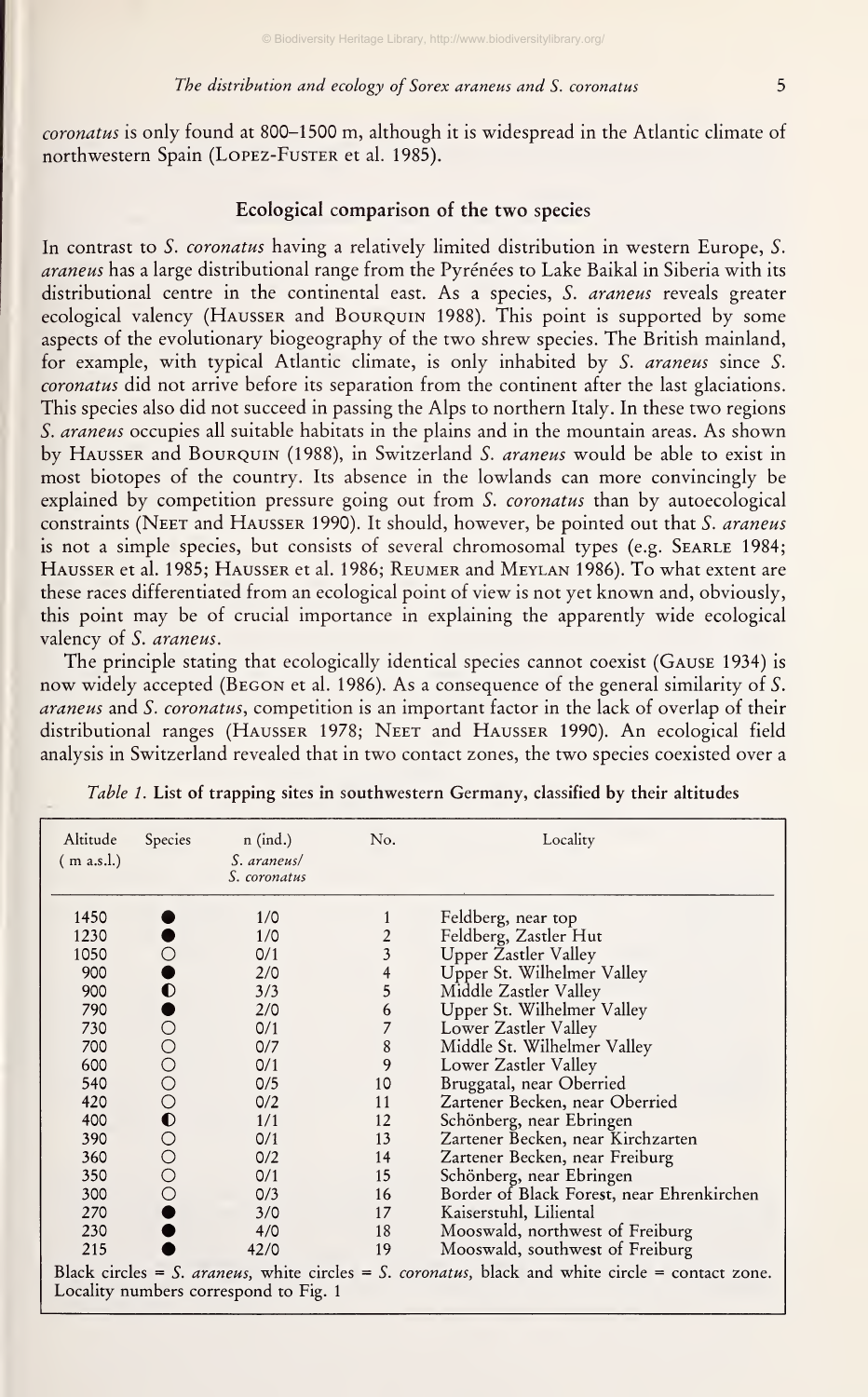*coronatus* is only found at 800–1500 m, although it is widespread in the Atlantic climate of northwestern Spain (Lopez-Fuster et al. 1985).

## Ecological comparison of the two species

In contrast to *S. coronatus* having a relatively limited distribution in western Europe, *S. araneus* has a large distributional range from the Pyrénées to Lake Baikal in Siberia with its distributional centre in the continental east. As a species, *S. araneus* reveals greater ecological valency (Hausser and Bourquin 1988). This point is supported by some aspects of the evolutionary biogeography of the two shrew species. The British mainland, for example, with typical Atlantic climate, is only inhabited by *S. araneus* since *S. coronatus* did not arrive before its separation from the continent after the last glaciations. This species also did not succeed in passing the Alps to northern Italy. In these two regions *S. araneus* occupies all suitable habitats in the plains and in the mountain areas. As shown by Hausser and Bourquin (1988), in Switzerland *S. araneus* would be able to exist in most biotopes of the country. Its absence in the lowlands can more convincingly be explained by competition pressure going out from *S. coronatus* than by autoecological constraints (Neet and Hausser 1990). It should, however, be pointed out that *S. araneus* is not a simple species, but consists of several chromosomal types (e.g. Searle 1984; Hausser et al. 1985; Hausser et al. 1986; Reumer and Meylan 1986). To what extent are these races differentiated from an ecological point of view is not yet known and, obviously, this point may be of crucial importance in explaining the apparently wide ecological valency of *S. araneus*.

The principle stating that ecologically identical species cannot coexist (Gause 1934) is now widely accepted (Begon et al. 1986). As a consequence of the general similarity of *S. araneus* and *S. coronatus*, competition is an important factor in the lack of overlap of their distributional ranges (Hausser 1978; Neet and Hausser 1990). An ecological field analysis in Switzerland revealed that in two contact zones, the two species coexisted over a

*Table 1.* List of trapping sites in southwestern Germany, classified by their altitudes

| Altitude (m a.s.l.) | Species | n (ind.) *S. araneus*/ *S. coronatus* | No. | Locality |
|---|---|---|---|---|
| 1450 | ● | 1/0 | 1 | Feldberg, near top |
| 1230 | ● | 1/0 | 2 | Feldberg, Zastler Hut |
| 1050 | ○ | 0/1 | 3 | Upper Zastler Valley |
| 900 | ● | 2/0 | 4 | Upper St. Wilhelmer Valley |
| 900 | ◐ | 3/3 | 5 | Middle Zastler Valley |
| 790 | ● | 2/0 | 6 | Upper St. Wilhelmer Valley |
| 730 | ○ | 0/1 | 7 | Lower Zastler Valley |
| 700 | ○ | 0/7 | 8 | Middle St. Wilhelmer Valley |
| 600 | ○ | 0/1 | 9 | Lower Zastler Valley |
| 540 | ○ | 0/5 | 10 | Bruggatal, near Oberried |
| 420 | ○ | 0/2 | 11 | Zartener Becken, near Oberried |
| 400 | ◐ | 1/1 | 12 | Schönberg, near Ebringen |
| 390 | ○ | 0/1 | 13 | Zartener Becken, near Kirchzarten |
| 360 | ○ | 0/2 | 14 | Zartener Becken, near Freiburg |
| 350 | ○ | 0/1 | 15 | Schönberg, near Ebringen |
| 300 | ○ | 0/3 | 16 | Border of Black Forest, near Ehrenkirchen |
| 270 | ● | 3/0 | 17 | Kaiserstuhl, Liliental |
| 230 | ● | 4/0 | 18 | Mooswald, northwest of Freiburg |
| 215 | ● | 42/0 | 19 | Mooswald, southwest of Freiburg |

Black circles = *S. araneus*, white circles = *S. coronatus*, black and white circle = contact zone. Locality numbers correspond to Fig. 1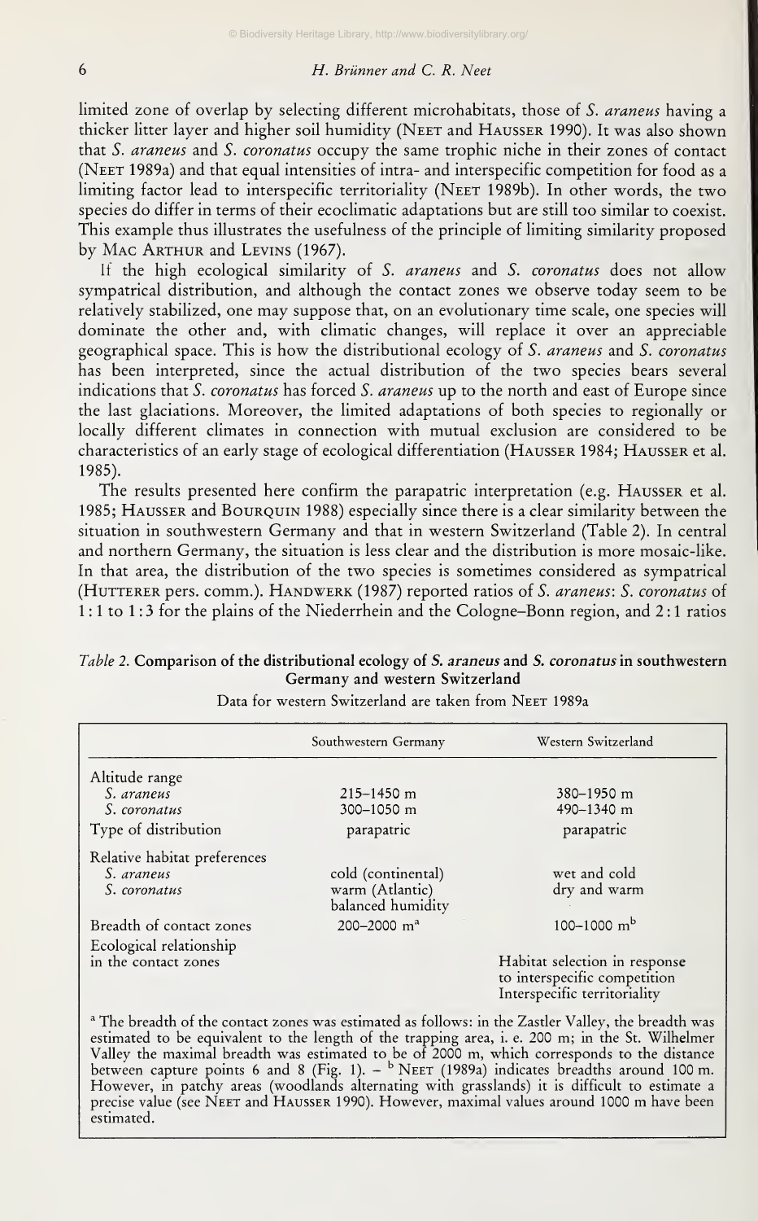limited zone of overlap by selecting different microhabitats, those of *S. araneus* having a thicker litter layer and higher soil humidity (NEET and HAUSSER 1990). It was also shown that *S. araneus* and *S. coronatus* occupy the same trophic niche in their zones of contact (NEET 1989a) and that equal intensities of intra- and interspecific competition for food as a limiting factor lead to interspecific territoriality (NEET 1989b). In other words, the two species do differ in terms of their ecoclimatic adaptations but are still too similar to coexist. This example thus illustrates the usefulness of the principle of limiting similarity proposed by MAC ARTHUR and LEVINS (1967).

If the high ecological similarity of *S. araneus* and *S. coronatus* does not allow sympatrical distribution, and although the contact zones we observe today seem to be relatively stabilized, one may suppose that, on an evolutionary time scale, one species will dominate the other and, with climatic changes, will replace it over an appreciable geographical space. This is how the distributional ecology of *S. araneus* and *S. coronatus* has been interpreted, since the actual distribution of the two species bears several indications that *S. coronatus* has forced *S. araneus* up to the north and east of Europe since the last glaciations. Moreover, the limited adaptations of both species to regionally or locally different climates in connection with mutual exclusion are considered to be characteristics of an early stage of ecological differentiation (HAUSSER 1984; HAUSSER et al. 1985).

The results presented here confirm the parapatric interpretation (e.g. HAUSSER et al. 1985; HAUSSER and BOURQUIN 1988) especially since there is a clear similarity between the situation in southwestern Germany and that in western Switzerland (Table 2). In central and northern Germany, the situation is less clear and the distribution is more mosaic-like. In that area, the distribution of the two species is sometimes considered as sympatrical (HUTTERER pers. comm.). HANDWERK (1987) reported ratios of *S. araneus*: *S. coronatus* of 1:1 to 1:3 for the plains of the Niederrhein and the Cologne–Bonn region, and 2:1 ratios

*Table 2.* **Comparison of the distributional ecology of *S. araneus* and *S. coronatus* in southwestern Germany and western Switzerland**

Data for western Switzerland are taken from NEET 1989a

| | Southwestern Germany | Western Switzerland |
|---|---|---|
| Altitude range | | |
| *S. araneus* | 215–1450 m | 380–1950 m |
| *S. coronatus* | 300–1050 m | 490–1340 m |
| Type of distribution | parapatric | parapatric |
| Relative habitat preferences | | |
| *S. araneus* | cold (continental) | wet and cold |
| *S. coronatus* | warm (Atlantic) balanced humidity | dry and warm |
| Breadth of contact zones | 200–2000 m[a] | 100–1000 m[b] |
| Ecological relationship in the contact zones | | Habitat selection in response to interspecific competition Interspecific territoriality |

[a] The breadth of the contact zones was estimated as follows: in the Zastler Valley, the breadth was estimated to be equivalent to the length of the trapping area, i. e. 200 m; in the St. Wilhelmer Valley the maximal breadth was estimated to be of 2000 m, which corresponds to the distance between capture points 6 and 8 (Fig. 1). – [b] NEET (1989a) indicates breadths around 100 m. However, in patchy areas (woodlands alternating with grasslands) it is difficult to estimate a precise value (see NEET and HAUSSER 1990). However, maximal values around 1000 m have been estimated.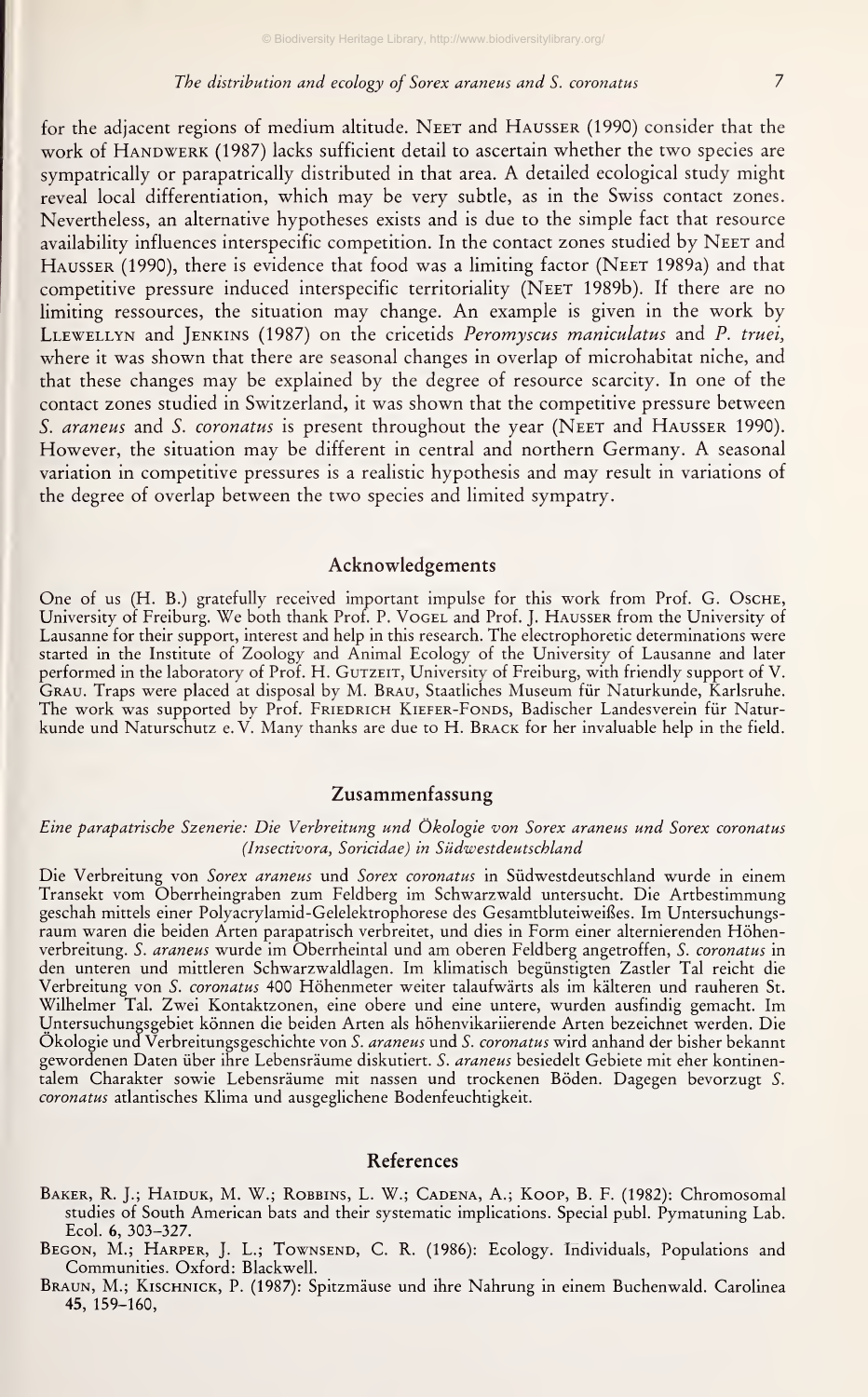for the adjacent regions of medium altitude. Neet and Hausser (1990) consider that the work of Handwerk (1987) lacks sufficient detail to ascertain whether the two species are sympatrically or parapatrically distributed in that area. A detailed ecological study might reveal local differentiation, which may be very subtle, as in the Swiss contact zones. Nevertheless, an alternative hypotheses exists and is due to the simple fact that resource availability influences interspecific competition. In the contact zones studied by Neet and Hausser (1990), there is evidence that food was a limiting factor (Neet 1989a) and that competitive pressure induced interspecific territoriality (Neet 1989b). If there are no limiting ressources, the situation may change. An example is given in the work by Llewellyn and Jenkins (1987) on the cricetids *Peromyscus maniculatus* and *P. truei*, where it was shown that there are seasonal changes in overlap of microhabitat niche, and that these changes may be explained by the degree of resource scarcity. In one of the contact zones studied in Switzerland, it was shown that the competitive pressure between *S. araneus* and *S. coronatus* is present throughout the year (Neet and Hausser 1990). However, the situation may be different in central and northern Germany. A seasonal variation in competitive pressures is a realistic hypothesis and may result in variations of the degree of overlap between the two species and limited sympatry.

## Acknowledgements

One of us (H. B.) gratefully received important impulse for this work from Prof. G. Osche, University of Freiburg. We both thank Prof. P. Vogel and Prof. J. Hausser from the University of Lausanne for their support, interest and help in this research. The electrophoretic determinations were started in the Institute of Zoology and Animal Ecology of the University of Lausanne and later performed in the laboratory of Prof. H. Gutzeit, University of Freiburg, with friendly support of V. Grau. Traps were placed at disposal by M. Brau, Staatliches Museum für Naturkunde, Karlsruhe. The work was supported by Prof. Friedrich Kiefer-Fonds, Badischer Landesverein für Naturkunde und Naturschutz e. V. Many thanks are due to H. Brack for her invaluable help in the field.

## Zusammenfassung

*Eine parapatrische Szenerie: Die Verbreitung und Ökologie von Sorex araneus und Sorex coronatus (Insectivora, Soricidae) in Südwestdeutschland*

Die Verbreitung von *Sorex araneus* und *Sorex coronatus* in Südwestdeutschland wurde in einem Transekt vom Oberrheingraben zum Feldberg im Schwarzwald untersucht. Die Artbestimmung geschah mittels einer Polyacrylamid-Gelelektrophorese des Gesamtbluteiweißes. Im Untersuchungsraum waren die beiden Arten parapatrisch verbreitet, und dies in Form einer alternierenden Höhenverbreitung. *S. araneus* wurde im Oberrheintal und am oberen Feldberg angetroffen, *S. coronatus* in den unteren und mittleren Schwarzwaldlagen. Im klimatisch begünstigten Zastler Tal reicht die Verbreitung von *S. coronatus* 400 Höhenmeter weiter talaufwärts als im kälteren und rauheren St. Wilhelmer Tal. Zwei Kontaktzonen, eine obere und eine untere, wurden ausfindig gemacht. Im Untersuchungsgebiet können die beiden Arten als höhenvikariierende Arten bezeichnet werden. Die Ökologie und Verbreitungsgeschichte von *S. araneus* und *S. coronatus* wird anhand der bisher bekannt gewordenen Daten über ihre Lebensräume diskutiert. *S. araneus* besiedelt Gebiete mit eher kontinentalem Charakter sowie Lebensräume mit nassen und trockenen Böden. Dagegen bevorzugt *S. coronatus* atlantisches Klima und ausgeglichene Bodenfeuchtigkeit.

## References

Baker, R. J.; Haiduk, M. W.; Robbins, L. W.; Cadena, A.; Koop, B. F. (1982): Chromosomal studies of South American bats and their systematic implications. Special publ. Pymatuning Lab. Ecol. 6, 303–327.

Begon, M.; Harper, J. L.; Townsend, C. R. (1986): Ecology. Individuals, Populations and Communities. Oxford: Blackwell.

Braun, M.; Kischnick, P. (1987): Spitzmäuse und ihre Nahrung in einem Buchenwald. Carolinea 45, 159–160,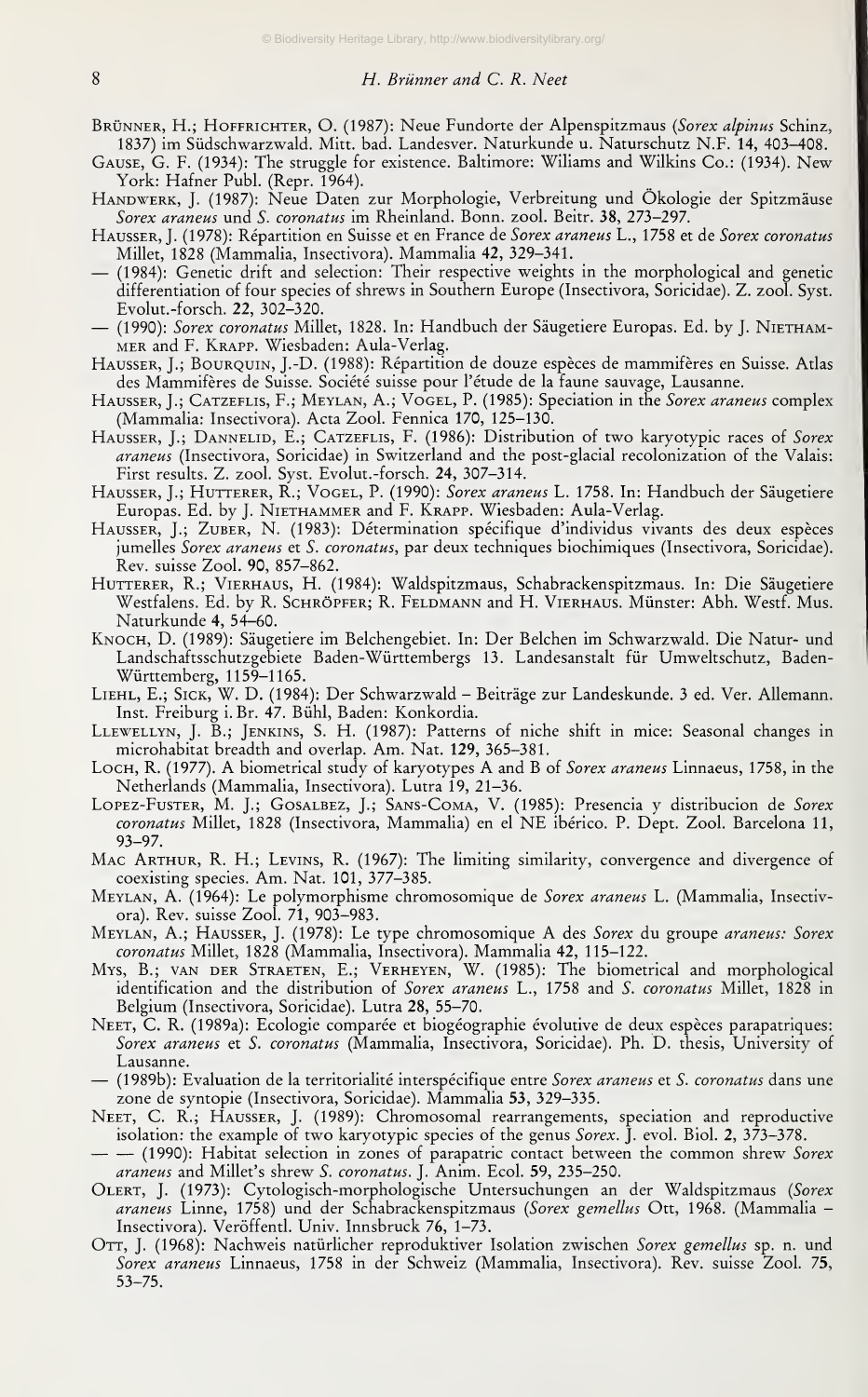Brünner, H.; Hoffrichter, O. (1987): Neue Fundorte der Alpenspitzmaus (*Sorex alpinus* Schinz, 1837) im Südschwarzwald. Mitt. bad. Landesver. Naturkunde u. Naturschutz N.F. **14**, 403–408.

Gause, G. F. (1934): The struggle for existence. Baltimore: Wiliams and Wilkins Co.: (1934). New York: Hafner Publ. (Repr. 1964).

Handwerk, J. (1987): Neue Daten zur Morphologie, Verbreitung und Ökologie der Spitzmäuse *Sorex araneus* und *S. coronatus* im Rheinland. Bonn. zool. Beitr. **38**, 273–297.

Hausser, J. (1978): Répartition en Suisse et en France de *Sorex araneus* L., 1758 et de *Sorex coronatus* Millet, 1828 (Mammalia, Insectivora). Mammalia **42**, 329–341.

— (1984): Genetic drift and selection: Their respective weights in the morphological and genetic differentiation of four species of shrews in Southern Europe (Insectivora, Soricidae). Z. zool. Syst. Evolut.-forsch. **22**, 302–320.

— (1990): *Sorex coronatus* Millet, 1828. In: Handbuch der Säugetiere Europas. Ed. by J. Niethammer and F. Krapp. Wiesbaden: Aula-Verlag.

Hausser, J.; Bourquin, J.-D. (1988): Répartition de douze espèces de mammifères en Suisse. Atlas des Mammifères de Suisse. Société suisse pour l'étude de la faune sauvage, Lausanne.

Hausser, J.; Catzeflis, F.; Meylan, A.; Vogel, P. (1985): Speciation in the *Sorex araneus* complex (Mammalia: Insectivora). Acta Zool. Fennica **170**, 125–130.

Hausser, J.; Dannelid, E.; Catzeflis, F. (1986): Distribution of two karyotypic races of *Sorex araneus* (Insectivora, Soricidae) in Switzerland and the post-glacial recolonization of the Valais: First results. Z. zool. Syst. Evolut.-forsch. **24**, 307–314.

Hausser, J.; Hutterer, R.; Vogel, P. (1990): *Sorex araneus* L. 1758. In: Handbuch der Säugetiere Europas. Ed. by J. Niethammer and F. Krapp. Wiesbaden: Aula-Verlag.

Hausser, J.; Zuber, N. (1983): Détermination spécifique d'individus vivants des deux espèces jumelles *Sorex araneus* et *S. coronatus*, par deux techniques biochimiques (Insectivora, Soricidae). Rev. suisse Zool. **90**, 857–862.

Hutterer, R.; Vierhaus, H. (1984): Waldspitzmaus, Schabrackenspitzmaus. In: Die Säugetiere Westfalens. Ed. by R. Schröpfer; R. Feldmann and H. Vierhaus. Münster: Abh. Westf. Mus. Naturkunde **4**, 54–60.

Knoch, D. (1989): Säugetiere im Belchengebiet. In: Der Belchen im Schwarzwald. Die Natur- und Landschaftsschutzgebiete Baden-Württembergs 13. Landesanstalt für Umweltschutz, Baden-Württemberg, 1159–1165.

Liehl, E.; Sick, W. D. (1984): Der Schwarzwald – Beiträge zur Landeskunde. 3 ed. Ver. Allemann. Inst. Freiburg i. Br. **47**. Bühl, Baden: Konkordia.

Llewellyn, J. B.; Jenkins, S. H. (1987): Patterns of niche shift in mice: Seasonal changes in microhabitat breadth and overlap. Am. Nat. **129**, 365–381.

Loch, R. (1977). A biometrical study of karyotypes A and B of *Sorex araneus* Linnaeus, 1758, in the Netherlands (Mammalia, Insectivora). Lutra **19**, 21–36.

Lopez-Fuster, M. J.; Gosalbez, J.; Sans-Coma, V. (1985): Presencia y distribucion de *Sorex coronatus* Millet, 1828 (Insectivora, Mammalia) en el NE ibérico. P. Dept. Zool. Barcelona 11, 93–97.

Mac Arthur, R. H.; Levins, R. (1967): The limiting similarity, convergence and divergence of coexisting species. Am. Nat. **101**, 377–385.

Meylan, A. (1964): Le polymorphisme chromosomique de *Sorex araneus* L. (Mammalia, Insectivora). Rev. suisse Zool. **71**, 903–983.

Meylan, A.; Hausser, J. (1978): Le type chromosomique A des *Sorex* du groupe *araneus: Sorex coronatus* Millet, 1828 (Mammalia, Insectivora). Mammalia **42**, 115–122.

Mys, B.; van der Straeten, E.; Verheyen, W. (1985): The biometrical and morphological identification and the distribution of *Sorex araneus* L., 1758 and *S. coronatus* Millet, 1828 in Belgium (Insectivora, Soricidae). Lutra **28**, 55–70.

Neet, C. R. (1989a): Ecologie comparée et biogéographie évolutive de deux espèces parapatriques: *Sorex araneus* et *S. coronatus* (Mammalia, Insectivora, Soricidae). Ph. D. thesis, University of Lausanne.

— (1989b): Evaluation de la territorialité interspécifique entre *Sorex araneus* et *S. coronatus* dans une zone de syntopie (Insectivora, Soricidae). Mammalia **53**, 329–335.

Neet, C. R.; Hausser, J. (1989): Chromosomal rearrangements, speciation and reproductive isolation: the example of two karyotypic species of the genus *Sorex*. J. evol. Biol. **2**, 373–378.

— — (1990): Habitat selection in zones of parapatric contact between the common shrew *Sorex araneus* and Millet's shrew *S. coronatus*. J. Anim. Ecol. **59**, 235–250.

Olert, J. (1973): Cytologisch-morphologische Untersuchungen an der Waldspitzmaus (*Sorex araneus* Linne, 1758) und der Schabrackenspitzmaus (*Sorex gemellus* Ott, 1968. (Mammalia – Insectivora). Veröffentl. Univ. Innsbruck **76**, 1–73.

Ott, J. (1968): Nachweis natürlicher reproduktiver Isolation zwischen *Sorex gemellus* sp. n. und *Sorex araneus* Linnaeus, 1758 in der Schweiz (Mammalia, Insectivora). Rev. suisse Zool. **75**, 53–75.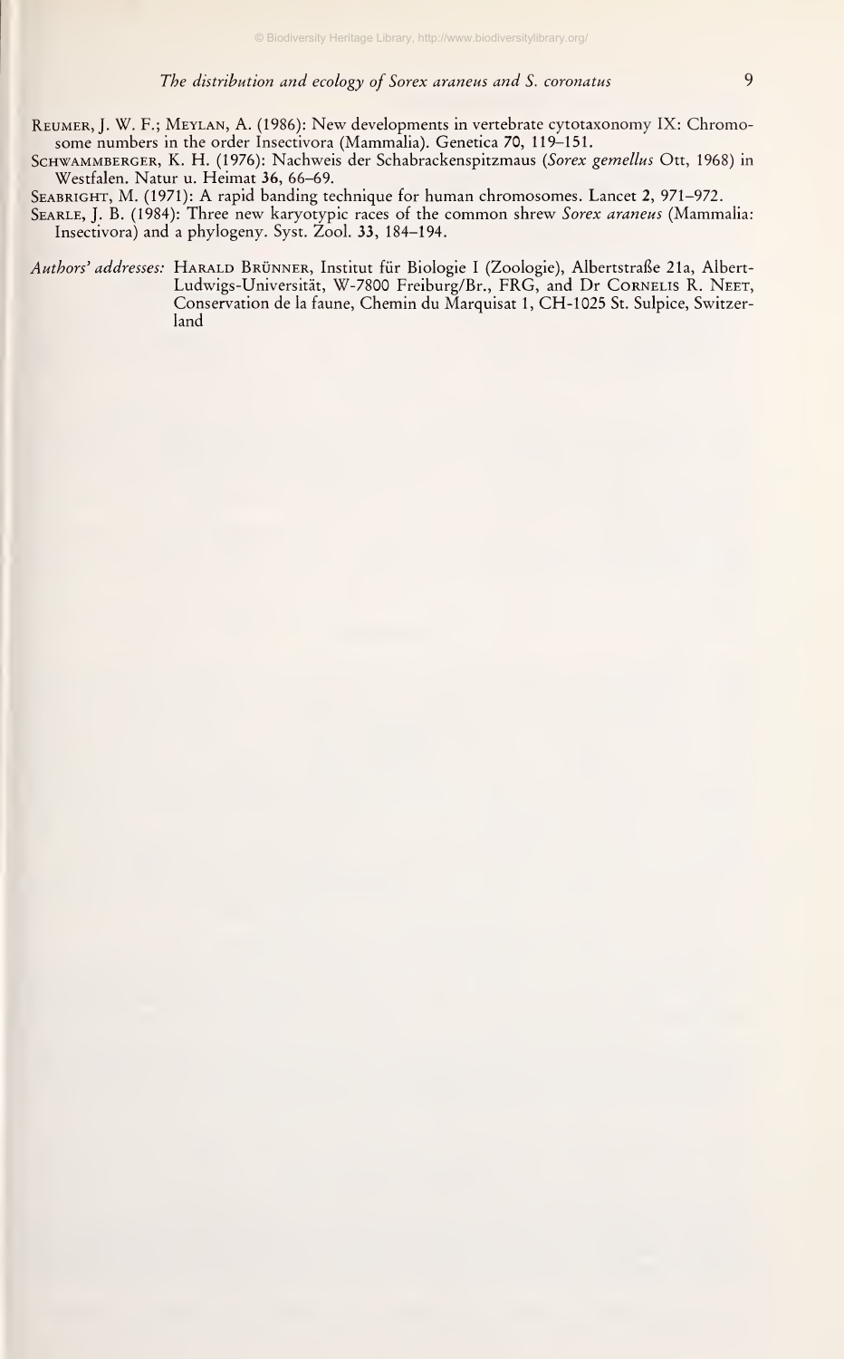Reumer, J. W. F.; Meylan, A. (1986): New developments in vertebrate cytotaxonomy IX: Chromosome numbers in the order Insectivora (Mammalia). Genetica **70**, 119–151.

Schwammberger, K. H. (1976): Nachweis der Schabrackenspitzmaus (*Sorex gemellus* Ott, 1968) in Westfalen. Natur u. Heimat **36**, 66–69.

Seabright, M. (1971): A rapid banding technique for human chromosomes. Lancet **2**, 971–972.

Searle, J. B. (1984): Three new karyotypic races of the common shrew *Sorex araneus* (Mammalia: Insectivora) and a phylogeny. Syst. Zool. **33**, 184–194.

*Authors' addresses:* Harald Brünner, Institut für Biologie I (Zoologie), Albertstraße 21a, Albert-Ludwigs-Universität, W-7800 Freiburg/Br., FRG, and Dr Cornelis R. Neet, Conservation de la faune, Chemin du Marquisat 1, CH-1025 St. Sulpice, Switzerland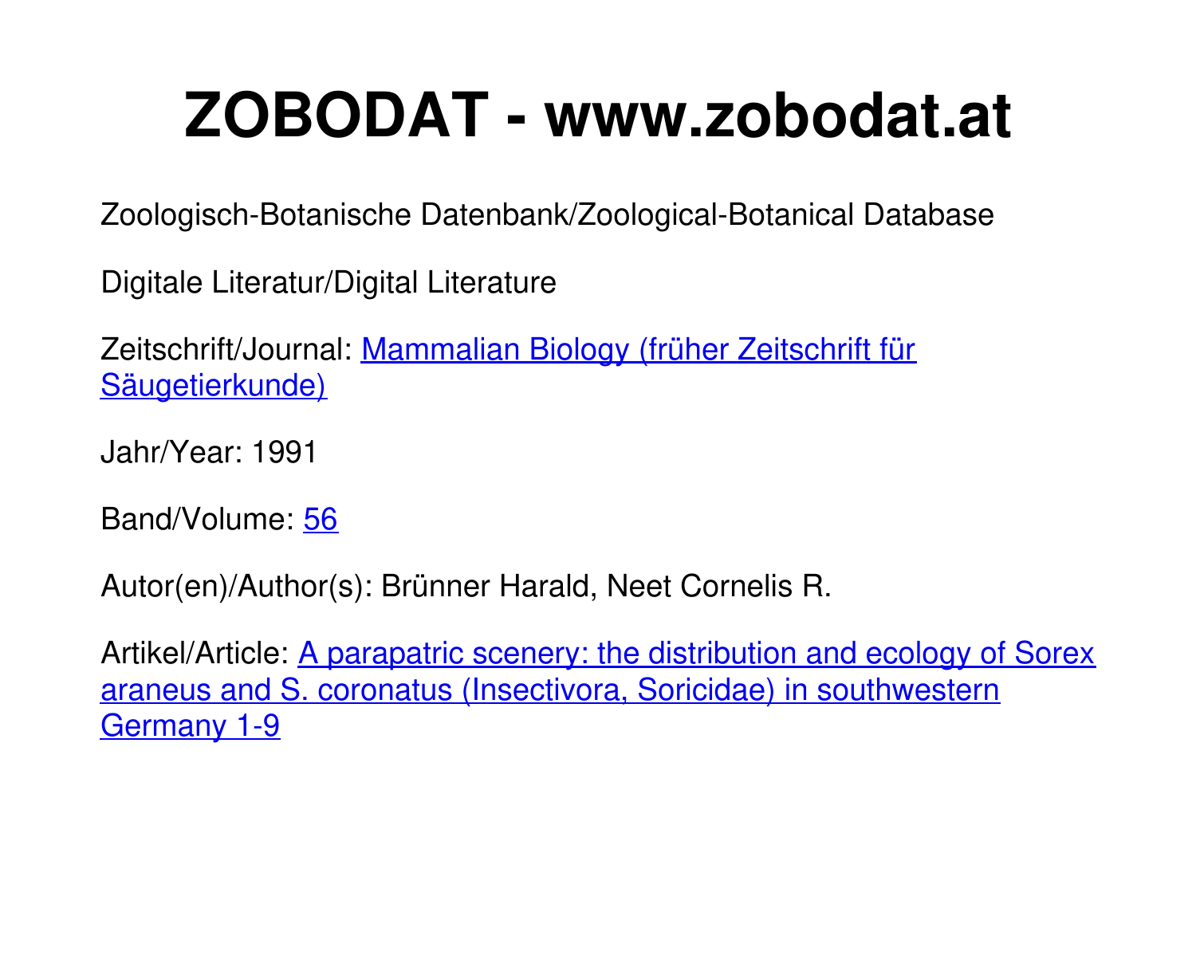# ZOBODAT - www.zobodat.at

Zoologisch-Botanische Datenbank/Zoological-Botanical Database

Digitale Literatur/Digital Literature

Zeitschrift/Journal: Mammalian Biology (früher Zeitschrift für Säugetierkunde)

Jahr/Year: 1991

Band/Volume: 56

Autor(en)/Author(s): Brünner Harald, Neet Cornelis R.

Artikel/Article: A parapatric scenery: the distribution and ecology of Sorex araneus and S. coronatus (Insectivora, Soricidae) in southwestern Germany 1-9